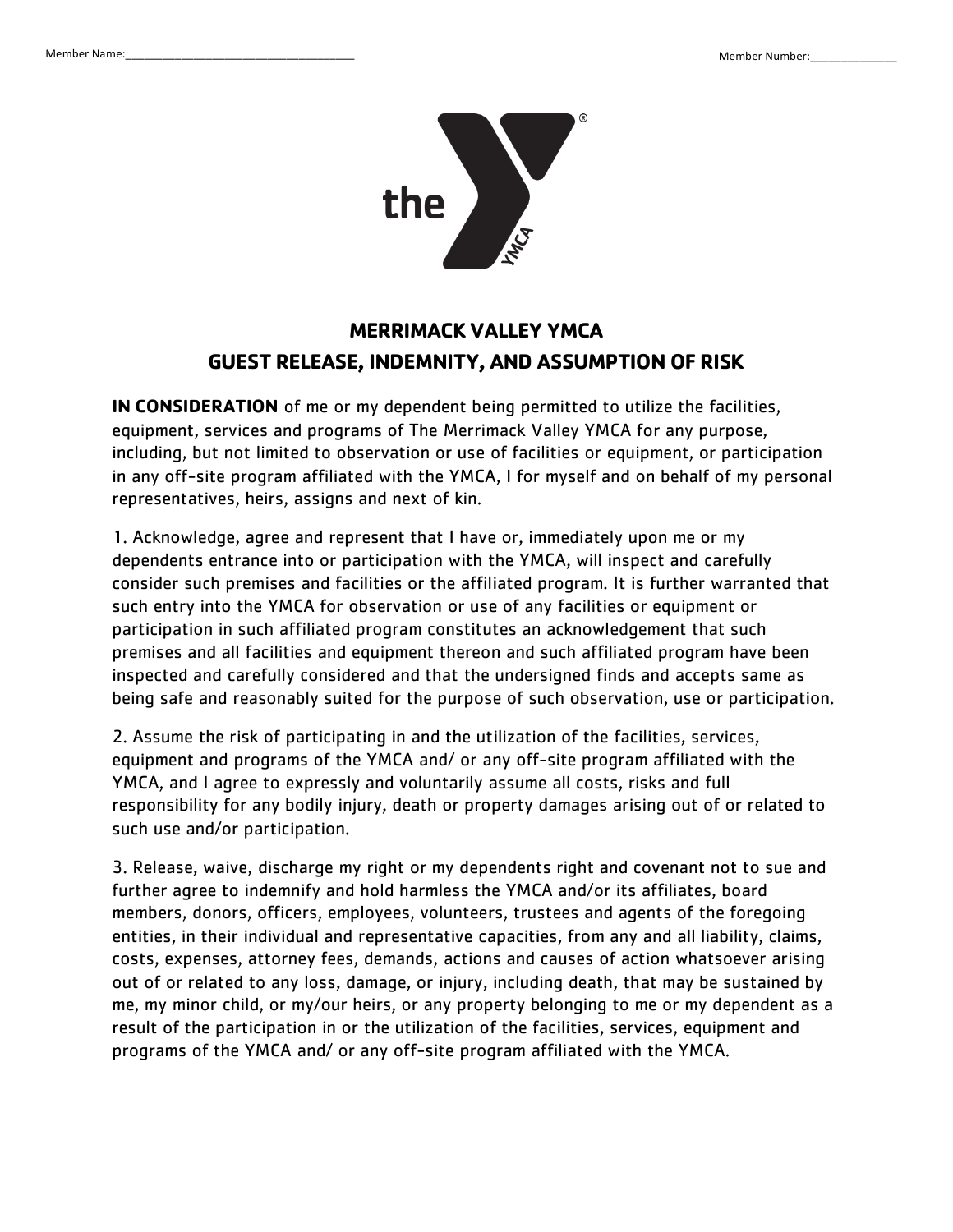Member Name:_______________________________ Member Number:____________

# MERRIMACK VALLEY YMCA
## GUEST RELEASE, INDEMNITY, AND ASSUMPTION OF RISK

**IN CONSIDERATION** of me or my dependent being permitted to utilize the facilities, equipment, services and programs of The Merrimack Valley YMCA for any purpose, including, but not limited to observation or use of facilities or equipment, or participation in any off-site program affiliated with the YMCA, I for myself and on behalf of my personal representatives, heirs, assigns and next of kin.

1. Acknowledge, agree and represent that I have or, immediately upon me or my dependents entrance into or participation with the YMCA, will inspect and carefully consider such premises and facilities or the affiliated program. It is further warranted that such entry into the YMCA for observation or use of any facilities or equipment or participation in such affiliated program constitutes an acknowledgement that such premises and all facilities and equipment thereon and such affiliated program have been inspected and carefully considered and that the undersigned finds and accepts same as being safe and reasonably suited for the purpose of such observation, use or participation.

2. Assume the risk of participating in and the utilization of the facilities, services, equipment and programs of the YMCA and/ or any off-site program affiliated with the YMCA, and I agree to expressly and voluntarily assume all costs, risks and full responsibility for any bodily injury, death or property damages arising out of or related to such use and/or participation.

3. Release, waive, discharge my right or my dependents right and covenant not to sue and further agree to indemnify and hold harmless the YMCA and/or its affiliates, board members, donors, officers, employees, volunteers, trustees and agents of the foregoing entities, in their individual and representative capacities, from any and all liability, claims, costs, expenses, attorney fees, demands, actions and causes of action whatsoever arising out of or related to any loss, damage, or injury, including death, that may be sustained by me, my minor child, or my/our heirs, or any property belonging to me or my dependent as a result of the participation in or the utilization of the facilities, services, equipment and programs of the YMCA and/ or any off-site program affiliated with the YMCA.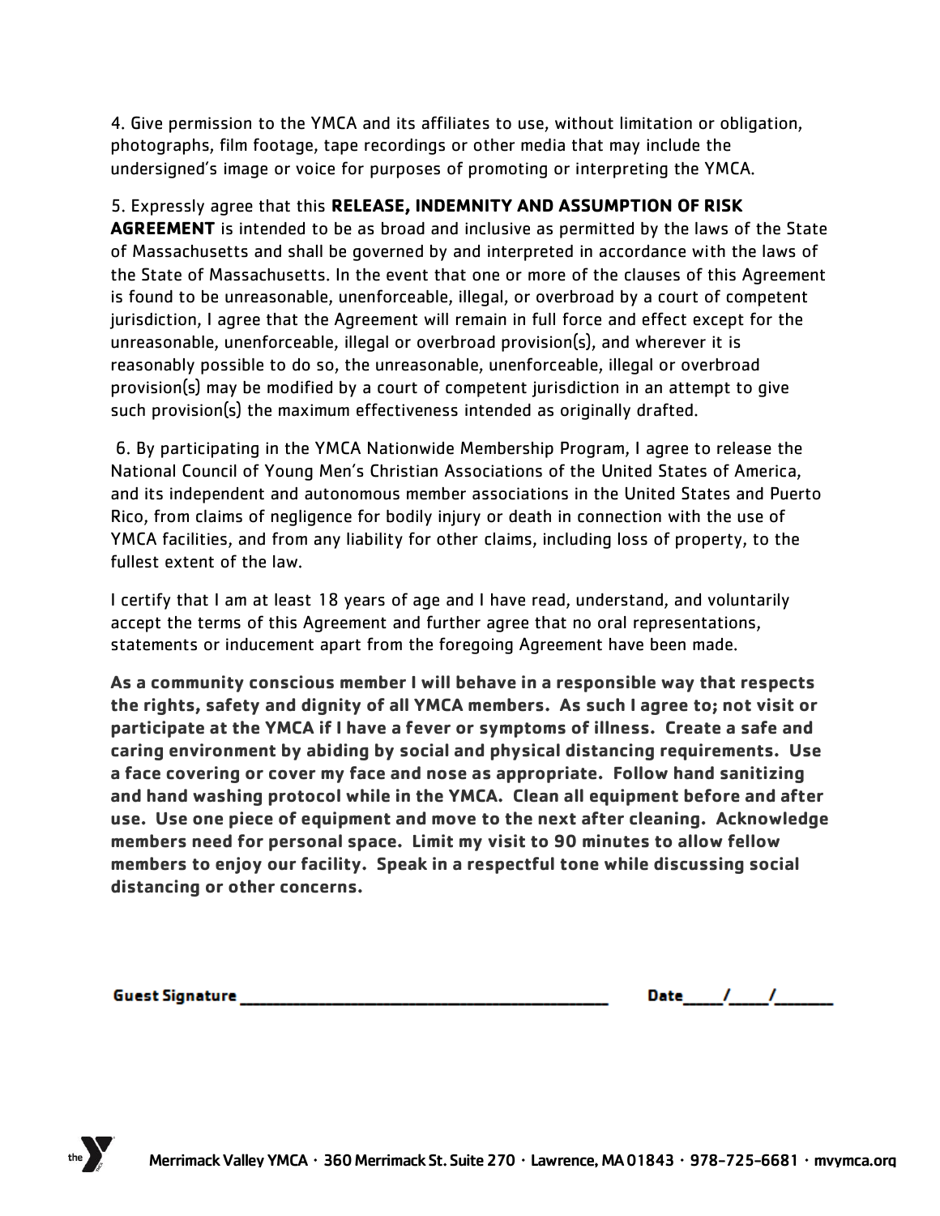4. Give permission to the YMCA and its affiliates to use, without limitation or obligation, photographs, film footage, tape recordings or other media that may include the undersigned's image or voice for purposes of promoting or interpreting the YMCA.

5. Expressly agree that this **RELEASE, INDEMNITY AND ASSUMPTION OF RISK AGREEMENT** is intended to be as broad and inclusive as permitted by the laws of the State of Massachusetts and shall be governed by and interpreted in accordance with the laws of the State of Massachusetts. In the event that one or more of the clauses of this Agreement is found to be unreasonable, unenforceable, illegal, or overbroad by a court of competent jurisdiction, I agree that the Agreement will remain in full force and effect except for the unreasonable, unenforceable, illegal or overbroad provision(s), and wherever it is reasonably possible to do so, the unreasonable, unenforceable, illegal or overbroad provision(s) may be modified by a court of competent jurisdiction in an attempt to give such provision(s) the maximum effectiveness intended as originally drafted.

6. By participating in the YMCA Nationwide Membership Program, I agree to release the National Council of Young Men's Christian Associations of the United States of America, and its independent and autonomous member associations in the United States and Puerto Rico, from claims of negligence for bodily injury or death in connection with the use of YMCA facilities, and from any liability for other claims, including loss of property, to the fullest extent of the law.

I certify that I am at least 18 years of age and I have read, understand, and voluntarily accept the terms of this Agreement and further agree that no oral representations, statements or inducement apart from the foregoing Agreement have been made.

**As a community conscious member I will behave in a responsible way that respects the rights, safety and dignity of all YMCA members. As such I agree to; not visit or participate at the YMCA if I have a fever or symptoms of illness. Create a safe and caring environment by abiding by social and physical distancing requirements. Use a face covering or cover my face and nose as appropriate. Follow hand sanitizing and hand washing protocol while in the YMCA. Clean all equipment before and after use. Use one piece of equipment and move to the next after cleaning. Acknowledge members need for personal space. Limit my visit to 90 minutes to allow fellow members to enjoy our facility. Speak in a respectful tone while discussing social distancing or other concerns.**

**Guest Signature** ______________________________ **Date**____/____/______

Merrimack Valley YMCA · 360 Merrimack St. Suite 270 · Lawrence, MA 01843 · 978-725-6681 · mvymca.org